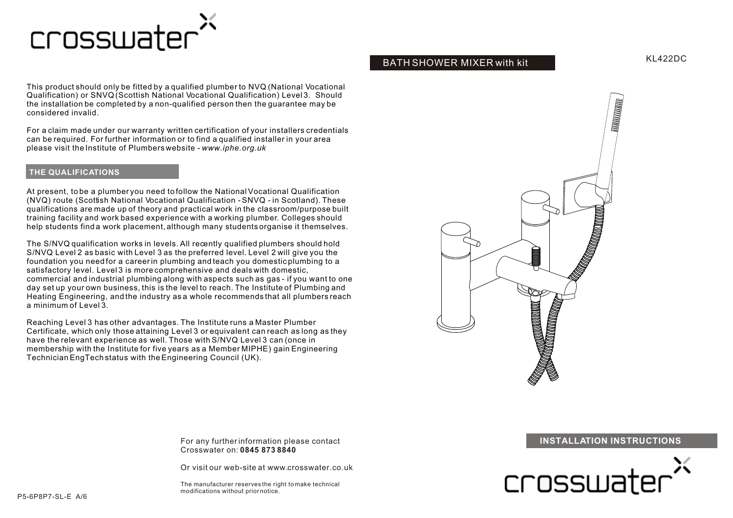# crosswater

This product should only be fitted by a qualified plumber to NVQ (National Vocational Qualification) or SNVQ (Scottish National Vocational Qualification) Level 3. Should the installation be completed by a non-qualified person then the guarantee may be considered invalid.

For a claim made under our warranty written certification of your installers credentials can be required. For further information or to find a qualified installer in your area please visit the Institute of Plumbers website - *www.iphe.org.uk*

## THE QUALIFICATIONS

At present, to be a plumber you need to follow the National Vocational Qualification (NVQ) route (Scottish National Vocational Qualification - SNVQ - in Scotland). These qualifications are made up of theory and practical work in the classroom/purpose built training facility and work based experience with a working plumber. Colleges should help students find a work placement, although many students organise it themselves.

The S/NVQ qualification works in levels. All recently qualified plumbers should hold S/NVQ Level 2 as basic with Level 3 as the preferred level. Level 2 will give you the foundation you need for a career in plumbing and teach you domestic plumbing to a satisfactory level. Level 3 is more comprehensive and deals with domestic, commercial and industrial plumbing along with aspects such as gas - if you want to one day set up your own business, this is the level to reach. The Institute of Plumbing and Heating Engineering, and the industry as a whole recommends that all plumbers reach a minimum of Level 3.

Reaching Level 3 has other advantages. The Institute runs a Master Plumber Certificate, which only those attaining Level 3 or equivalent can reach as long as they have the relevant experience as well. Those with S/NVQ Level 3 can (once in membership with the Institute for five years as a Member MIPHE) gain Engineering Technician EngTech status with the Engineering Council (UK).

For any further information please contact Crosswater on: **0845 873 8840**

Or visit our web-site at www.crosswater.co.uk

The manufacturer reserves the right to make technical modifications without prior notice.

P5-6P8P7-SL-E A/6

## BATH SHOWER MIXER with kit

KL422DC

## INSTALLATION INSTRUCTIONS

crosswater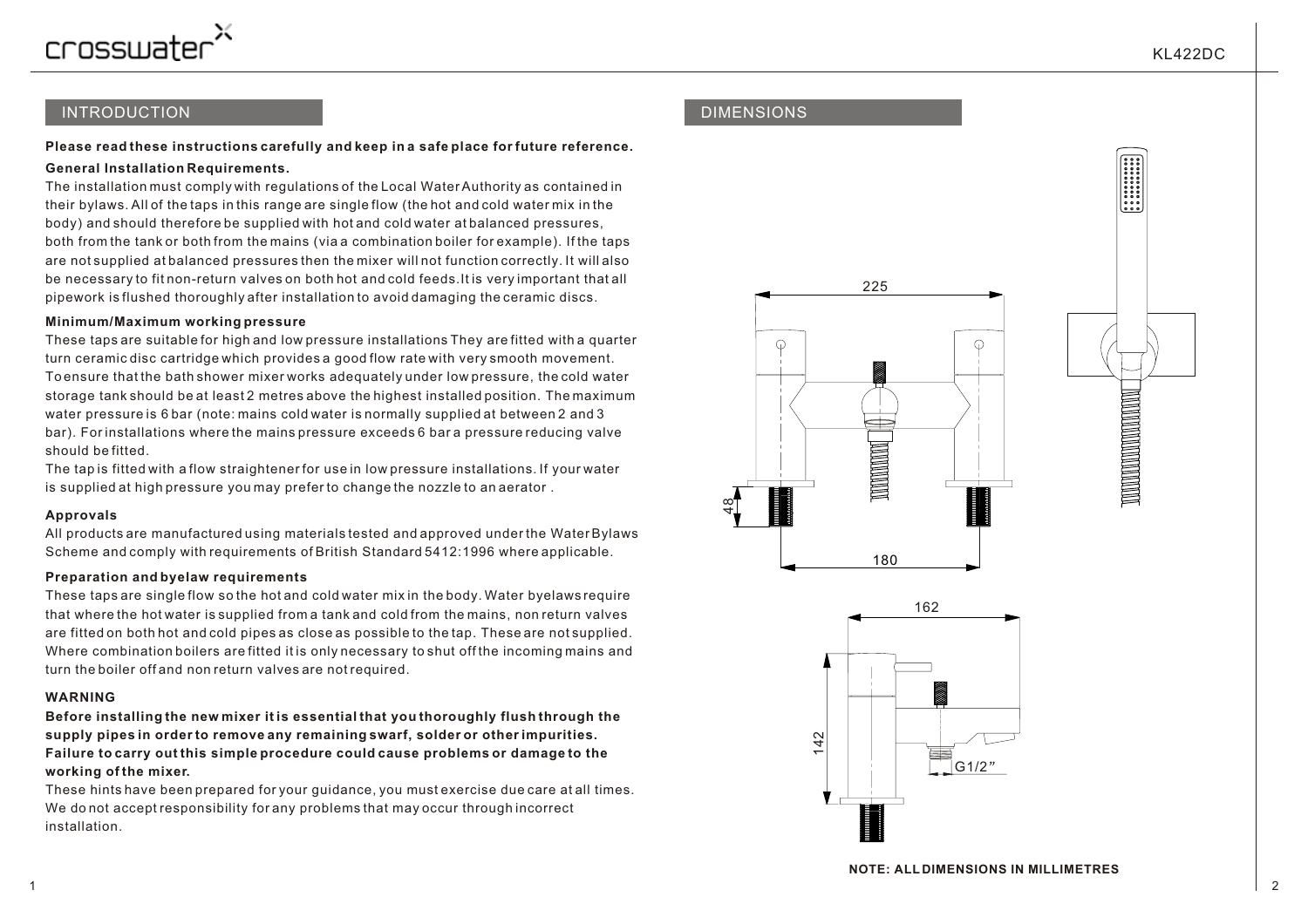## INTRODUCTION

**Please read these instructions carefully and keep in a safe place for future reference.**

**General Installation Requirements.**

The installation must comply with regulations of the Local Water Authority as contained in their bylaws. All of the taps in this range are single flow (the hot and cold water mix in the body) and should therefore be supplied with hot and cold water at balanced pressures, both from the tank or both from the mains (via a combination boiler for example). If the taps are not supplied at balanced pressures then the mixer will not function correctly. It will also be necessary to fit non-return valves on both hot and cold feeds.It is very important that all pipework is flushed thoroughly after installation to avoid damaging the ceramic discs.

**Minimum/Maximum working pressure**

These taps are suitable for high and low pressure installations They are fitted with a quarter turn ceramic disc cartridge which provides a good flow rate with very smooth movement. To ensure that the bath shower mixer works adequately under low pressure, the cold water storage tank should be at least 2 metres above the highest installed position. The maximum water pressure is 6 bar (note: mains cold water is normally supplied at between 2 and 3 bar). For installations where the mains pressure exceeds 6 bar a pressure reducing valve should be fitted.

The tap is fitted with a flow straightener for use in low pressure installations. If your water is supplied at high pressure you may prefer to change the nozzle to an aerator .

**Approvals**

All products are manufactured using materials tested and approved under the Water Bylaws Scheme and comply with requirements of British Standard 5412:1996 where applicable.

**Preparation and byelaw requirements**

These taps are single flow so the hot and cold water mix in the body. Water byelaws require that where the hot water is supplied from a tank and cold from the mains, non return valves are fitted on both hot and cold pipes as close as possible to the tap. These are not supplied. Where combination boilers are fitted it is only necessary to shut off the incoming mains and turn the boiler off and non return valves are not required.

**WARNING**

**Before installing the new mixer it is essential that you thoroughly flush through the supply pipes in order to remove any remaining swarf, solder or other impurities. Failure to carry out this simple procedure could cause problems or damage to the working of the mixer.**

These hints have been prepared for your guidance, you must exercise due care at all times. We do not accept responsibility for any problems that may occur through incorrect installation.

## DIMENSIONS

225

48

180

162

142

G1/2"

**NOTE: ALL DIMENSIONS IN MILLIMETRES**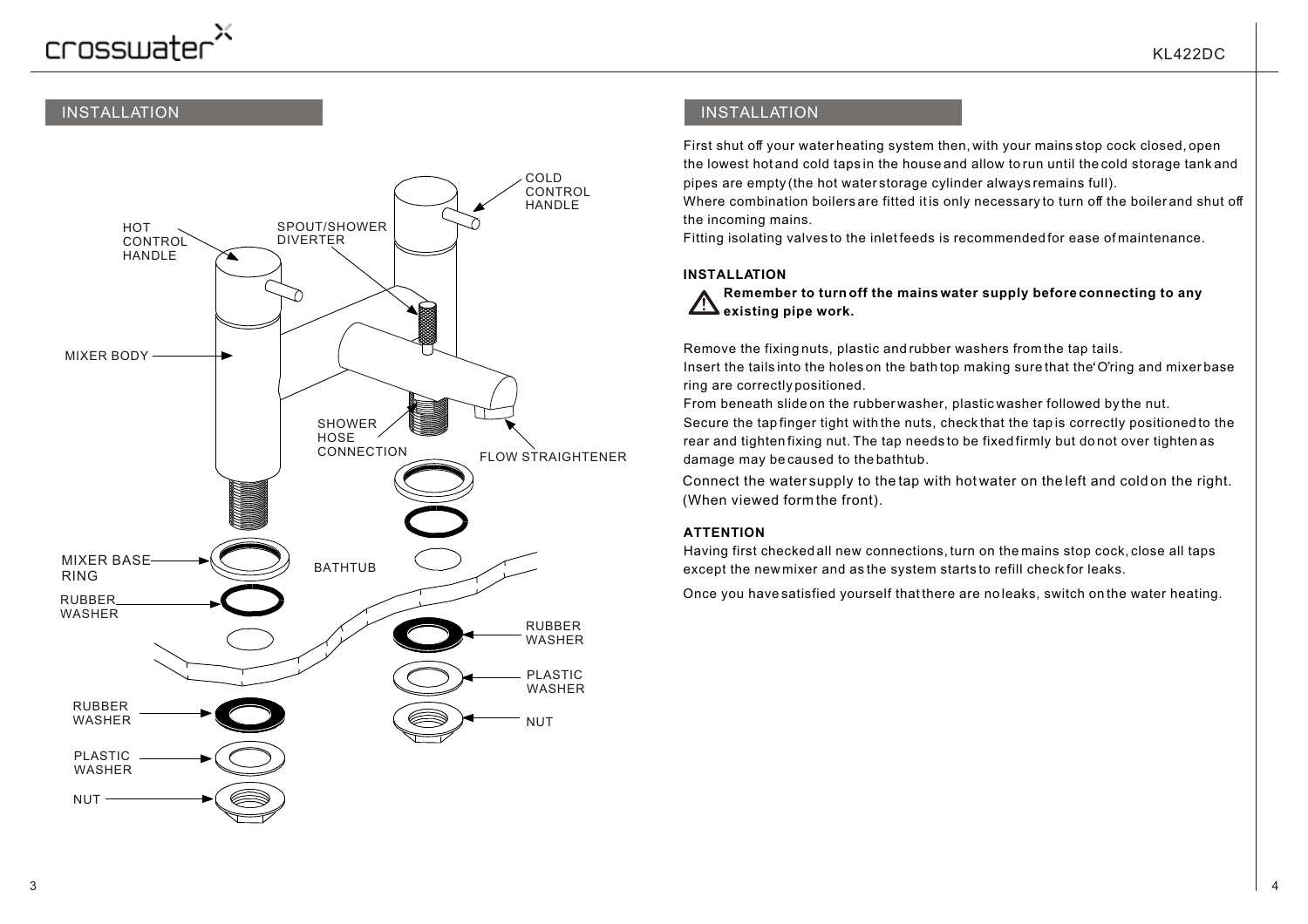## INSTALLATION

HOT CONTROL HANDLE

SPOUT/SHOWER DIVERTER

COLD CONTROL HANDLE

MIXER BODY

SHOWER HOSE CONNECTION

FLOW STRAIGHTENER

MIXER BASE RING

BATHTUB

RUBBER WASHER

RUBBER WASHER

PLASTIC WASHER

NUT

RUBBER WASHER

PLASTIC WASHER

NUT

## INSTALLATION

First shut off your water heating system then, with your mains stop cock closed, open the lowest hot and cold taps in the house and allow to run until the cold storage tank and pipes are empty (the hot water storage cylinder always remains full).

Where combination boilers are fitted it is only necessary to turn off the boiler and shut off the incoming mains.

Fitting isolating valves to the inlet feeds is recommended for ease of maintenance.

### INSTALLATION

⚠ **Remember to turn off the mains water supply before connecting to any existing pipe work.**

Remove the fixing nuts, plastic and rubber washers from the tap tails.

Insert the tails into the holes on the bath top making sure that the'O'ring and mixer base ring are correctly positioned.

From beneath slide on the rubber washer, plastic washer followed by the nut.

Secure the tap finger tight with the nuts, check that the tap is correctly positioned to the rear and tighten fixing nut. The tap needs to be fixed firmly but do not over tighten as damage may be caused to the bathtub.

Connect the water supply to the tap with hot water on the left and cold on the right. (When viewed form the front).

### ATTENTION

Having first checked all new connections, turn on the mains stop cock, close all taps except the new mixer and as the system starts to refill check for leaks.

Once you have satisfied yourself that there are no leaks, switch on the water heating.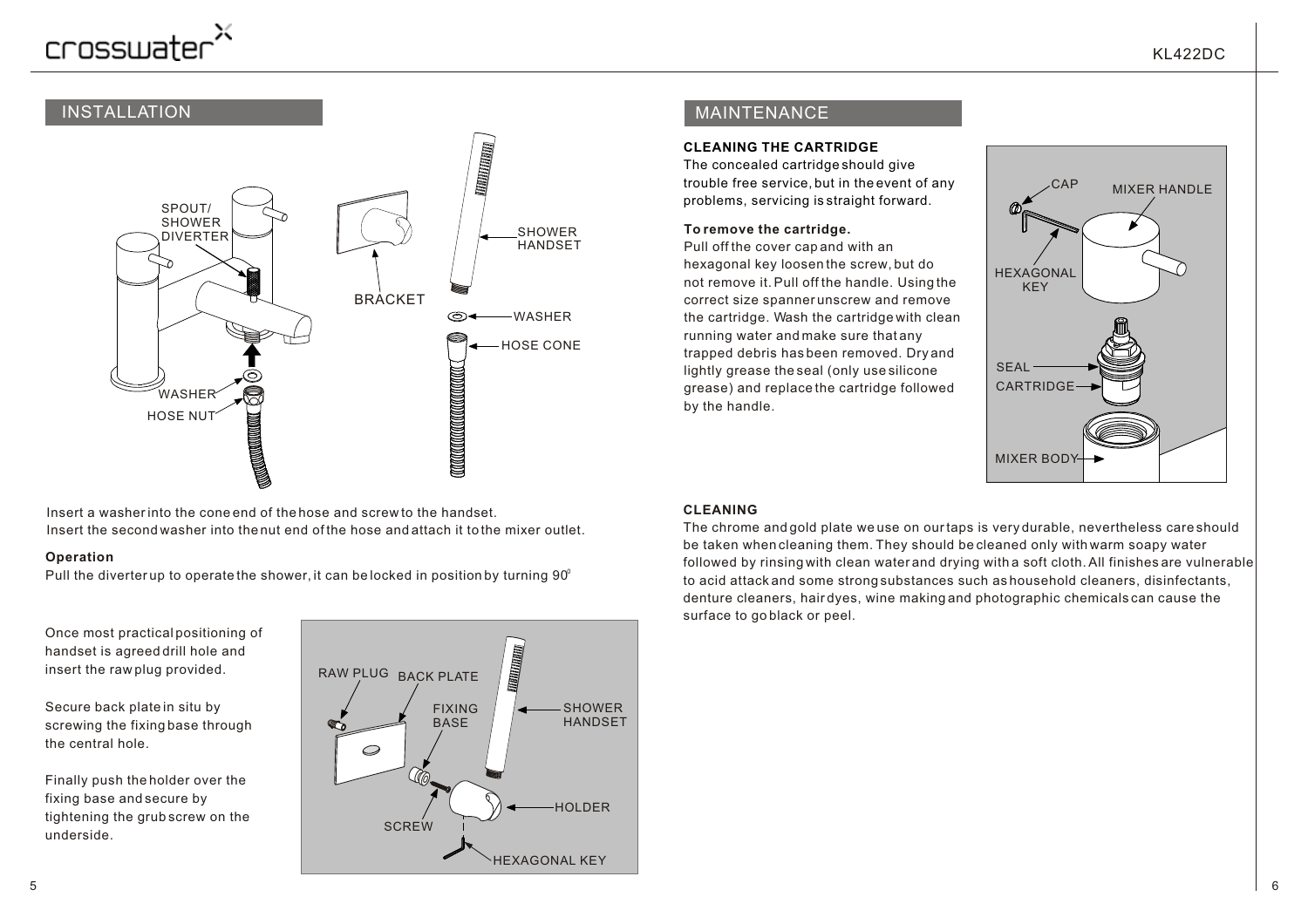## INSTALLATION

SPOUT/ SHOWER DIVERTER

BRACKET

SHOWER HANDSET

WASHER

HOSE CONE

WASHER

HOSE NUT

Insert a washer into the cone end of the hose and screw to the handset.
Insert the second washer into the nut end of the hose and attach it to the mixer outlet.

**Operation**

Pull the diverter up to operate the shower, it can be locked in position by turning $90^0$

Once most practical positioning of handset is agreed drill hole and insert the raw plug provided.

Secure back plate in situ by screwing the fixing base through the central hole.

Finally push the holder over the fixing base and secure by tightening the grub screw on the underside.

RAW PLUG

BACK PLATE

FIXING BASE

SHOWER HANDSET

HOLDER

SCREW

HEXAGONAL KEY

## MAINTENANCE

**CLEANING THE CARTRIDGE**

The concealed cartridge should give trouble free service, but in the event of any problems, servicing is straight forward.

**To remove the cartridge.**

Pull off the cover cap and with an hexagonal key loosen the screw, but do not remove it. Pull off the handle. Using the correct size spanner unscrew and remove the cartridge. Wash the cartridge with clean running water and make sure that any trapped debris has been removed. Dry and lightly grease the seal (only use silicone grease) and replace the cartridge followed by the handle.

CAP

MIXER HANDLE

HEXAGONAL KEY

SEAL

CARTRIDGE

MIXER BODY

**CLEANING**

The chrome and gold plate we use on our taps is very durable, nevertheless care should be taken when cleaning them. They should be cleaned only with warm soapy water followed by rinsing with clean water and drying with a soft cloth. All finishes are vulnerable to acid attack and some strong substances such as household cleaners, disinfectants, denture cleaners, hair dyes, wine making and photographic chemicals can cause the surface to go black or peel.